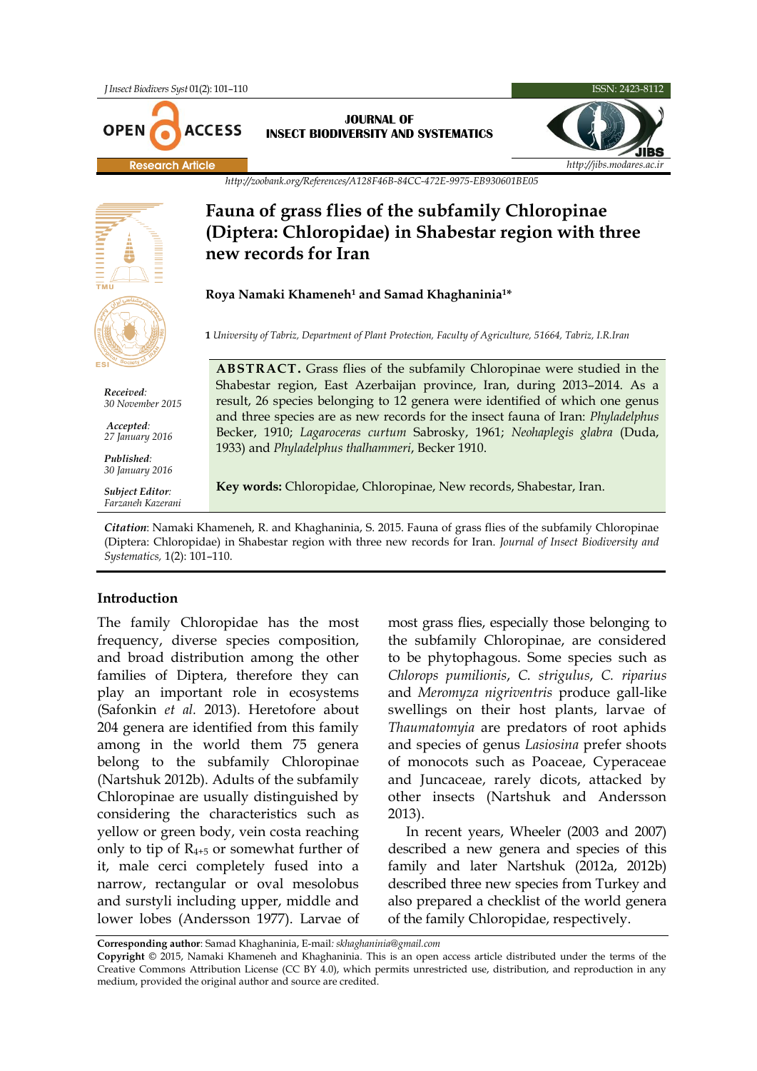http://zoobank.org/References/A128F46B-84CC-472E-9975-EB930601BE05

# Fauna of grass flies of the subfamily Chloropinae (Diptera: Chloropidae) in Shabestar region with three new records for Iran

**Roya Namaki Khameneh[1] and Samad Khaghaninia[1]***

1 *University of Tabriz, Department of Plant Protection, Faculty of Agriculture, 51664, Tabriz, I.R.Iran*

*Received:* 30 November 2015

*Accepted:* 27 January 2016

*Published:* 30 January 2016

*Subject Editor:* Farzaneh Kazerani

**ABSTRACT.** Grass flies of the subfamily Chloropinae were studied in the Shabestar region, East Azerbaijan province, Iran, during 2013–2014. As a result, 26 species belonging to 12 genera were identified of which one genus and three species are as new records for the insect fauna of Iran: *Phyladelphus* Becker, 1910; *Lagaroceras curtum* Sabrosky, 1961; *Neohaplegis glabra* (Duda, 1933) and *Phyladelphus thalhammeri*, Becker 1910.

**Key words:** Chloropidae, Chloropinae, New records, Shabestar, Iran.

***Citation***: Namaki Khameneh, R. and Khaghaninia, S. 2015. Fauna of grass flies of the subfamily Chloropinae (Diptera: Chloropidae) in Shabestar region with three new records for Iran. *Journal of Insect Biodiversity and Systematics,* 1(2): 101–110.

## Introduction

The family Chloropidae has the most frequency, diverse species composition, and broad distribution among the other families of Diptera, therefore they can play an important role in ecosystems (Safonkin *et al.* 2013). Heretofore about 204 genera are identified from this family among in the world them 75 genera belong to the subfamily Chloropinae (Nartshuk 2012b). Adults of the subfamily Chloropinae are usually distinguished by considering the characteristics such as yellow or green body, vein costa reaching only to tip of $R_{4+5}$ or somewhat further of it, male cerci completely fused into a narrow, rectangular or oval mesolobus and surstyli including upper, middle and lower lobes (Andersson 1977). Larvae of most grass flies, especially those belonging to the subfamily Chloropinae, are considered to be phytophagous. Some species such as *Chlorops pumilionis*, *C. strigulus*, *C. riparius* and *Meromyza nigriventris* produce gall-like swellings on their host plants, larvae of *Thaumatomyia* are predators of root aphids and species of genus *Lasiosina* prefer shoots of monocots such as Poaceae, Cyperaceae and Juncaceae, rarely dicots, attacked by other insects (Nartshuk and Andersson 2013).

In recent years, Wheeler (2003 and 2007) described a new genera and species of this family and later Nartshuk (2012a, 2012b) described three new species from Turkey and also prepared a checklist of the world genera of the family Chloropidae, respectively.

**Corresponding author**: Samad Khaghaninia, E-mail*: skhaghaninia@gmail.com*

**Copyright** © 2015, Namaki Khameneh and Khaghaninia. This is an open access article distributed under the terms of the Creative Commons Attribution License (CC BY 4.0), which permits unrestricted use, distribution, and reproduction in any medium, provided the original author and source are credited.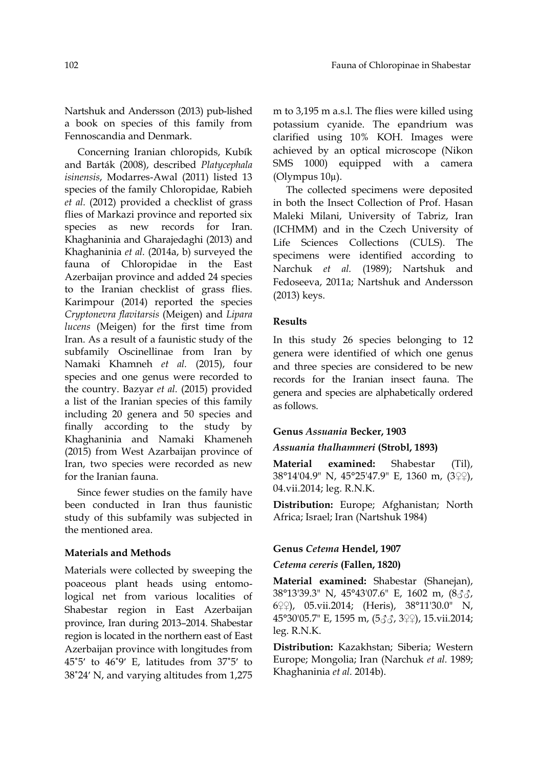Nartshuk and Andersson (2013) pub-lished a book on species of this family from Fennoscandia and Denmark.

Concerning Iranian chloropids, Kubík and Barták (2008), described *Platycephala isinensis*, Modarres-Awal (2011) listed 13 species of the family Chloropidae, Rabieh *et al.* (2012) provided a checklist of grass flies of Markazi province and reported six species as new records for Iran. Khaghaninia and Gharajedaghi (2013) and Khaghaninia *et al.* (2014a, b) surveyed the fauna of Chloropidae in the East Azerbaijan province and added 24 species to the Iranian checklist of grass flies. Karimpour (2014) reported the species *Cryptonevra flavitarsis* (Meigen) and *Lipara lucens* (Meigen) for the first time from Iran. As a result of a faunistic study of the subfamily Oscinellinae from Iran by Namaki Khamneh *et al.* (2015), four species and one genus were recorded to the country. Bazyar *et al.* (2015) provided a list of the Iranian species of this family including 20 genera and 50 species and finally according to the study by Khaghaninia and Namaki Khameneh (2015) from West Azarbaijan province of Iran, two species were recorded as new for the Iranian fauna.

Since fewer studies on the family have been conducted in Iran thus faunistic study of this subfamily was subjected in the mentioned area.

## Materials and Methods

Materials were collected by sweeping the poaceous plant heads using entomological net from various localities of Shabestar region in East Azerbaijan province, Iran during 2013–2014. Shabestar region is located in the northern east of East Azerbaijan province with longitudes from 45˚5′ to 46˚9′ E, latitudes from 37˚5′ to 38˚24′ N, and varying altitudes from 1,275 m to 3,195 m a.s.l. The flies were killed using potassium cyanide. The epandrium was clarified using 10% KOH. Images were achieved by an optical microscope (Nikon SMS 1000) equipped with a camera (Olympus 10μ).

The collected specimens were deposited in both the Insect Collection of Prof. Hasan Maleki Milani, University of Tabriz, Iran (ICHMM) and in the Czech University of Life Sciences Collections (CULS). The specimens were identified according to Narchuk *et al.* (1989); Nartshuk and Fedoseeva, 2011a; Nartshuk and Andersson (2013) keys.

## Results

In this study 26 species belonging to 12 genera were identified of which one genus and three species are considered to be new records for the Iranian insect fauna. The genera and species are alphabetically ordered as follows.

### Genus *Assuania* Becker, 1903

#### *Assuania thalhammeri* (Strobl, 1893)

**Material examined:** Shabestar (Til), 38°14'04.9" N, 45°25'47.9" E, 1360 m, (3♀♀), 04.vii.2014; leg. R.N.K.

**Distribution:** Europe; Afghanistan; North Africa; Israel; Iran (Nartshuk 1984)

### Genus *Cetema* Hendel, 1907

#### *Cetema cereris* (Fallen, 1820)

**Material examined:** Shabestar (Shanejan), 38°13'39.3" N, 45°43'07.6" E, 1602 m, (8♂♂, 6♀♀), 05.vii.2014; (Heris), 38°11'30.0" N, 45°30'05.7" E, 1595 m, (5♂♂, 3♀♀), 15.vii.2014; leg. R.N.K.

**Distribution:** Kazakhstan; Siberia; Western Europe; Mongolia; Iran (Narchuk *et al.* 1989; Khaghaninia *et al.* 2014b).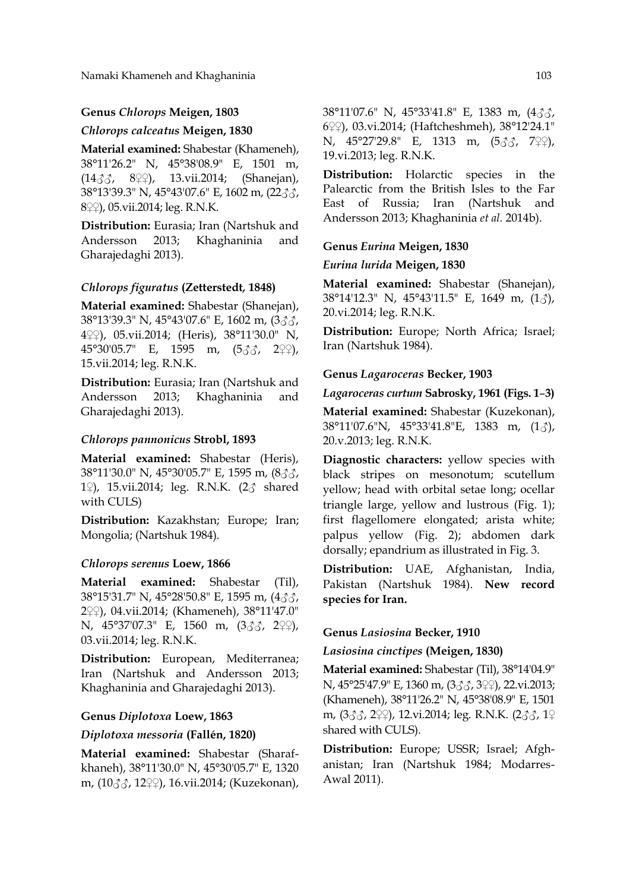### Genus *Chlorops* Meigen, 1803

#### *Chlorops calceatus* Meigen, 1830

**Material examined:** Shabestar (Khameneh), 38°11'26.2" N, 45°38'08.9" E, 1501 m, (14♂♂, 8♀♀), 13.vii.2014; (Shanejan), 38°13'39.3" N, 45°43'07.6" E, 1602 m, (22♂♂, 8♀♀), 05.vii.2014; leg. R.N.K.

**Distribution:** Eurasia; Iran (Nartshuk and Andersson 2013; Khaghaninia and Gharajedaghi 2013).

#### *Chlorops figuratus* (Zetterstedt, 1848)

**Material examined:** Shabestar (Shanejan), 38°13'39.3" N, 45°43'07.6" E, 1602 m, (3♂♂, 4♀♀), 05.vii.2014; (Heris), 38°11'30.0" N, 45°30'05.7" E, 1595 m, (5♂♂, 2♀♀), 15.vii.2014; leg. R.N.K.

**Distribution:** Eurasia; Iran (Nartshuk and Andersson 2013; Khaghaninia and Gharajedaghi 2013).

#### *Chlorops pannonicus* Strobl, 1893

**Material examined:** Shabestar (Heris), 38°11'30.0" N, 45°30'05.7" E, 1595 m, (8♂♂, 1♀), 15.vii.2014; leg. R.N.K. (2♂ shared with CULS)

**Distribution:** Kazakhstan; Europe; Iran; Mongolia; (Nartshuk 1984).

#### *Chlorops serenus* Loew, 1866

**Material examined:** Shabestar (Til), 38°15'31.7" N, 45°28'50.8" E, 1595 m, (4♂♂, 2♀♀), 04.vii.2014; (Khameneh), 38°11'47.0" N, 45°37'07.3" E, 1560 m, (3♂♂, 2♀♀), 03.vii.2014; leg. R.N.K.

**Distribution:** European, Mediterranea; Iran (Nartshuk and Andersson 2013; Khaghaninia and Gharajedaghi 2013).

### Genus *Diplotoxa* Loew, 1863

#### *Diplotoxa messoria* (Fallén, 1820)

**Material examined:** Shabestar (Sharafkhaneh), 38°11'30.0" N, 45°30'05.7" E, 1320 m, (10♂♂, 12♀♀), 16.vii.2014; (Kuzekonan), 38°11'07.6" N, 45°33'41.8" E, 1383 m, (4♂♂, 6♀♀), 03.vi.2014; (Haftcheshmeh), 38°12'24.1" N, 45°27'29.8" E, 1313 m, (5♂♂, 7♀♀), 19.vi.2013; leg. R.N.K.

**Distribution:** Holarctic species in the Palearctic from the British Isles to the Far East of Russia; Iran (Nartshuk and Andersson 2013; Khaghaninia *et al.* 2014b).

### Genus *Eurina* Meigen, 1830

#### *Eurina lurida* Meigen, 1830

**Material examined:** Shabestar (Shanejan), 38°14'12.3" N, 45°43'11.5" E, 1649 m, (1♂), 20.vi.2014; leg. R.N.K.

**Distribution:** Europe; North Africa; Israel; Iran (Nartshuk 1984).

### Genus *Lagaroceras* Becker, 1903

#### *Lagaroceras curtum* Sabrosky, 1961 (Figs. 1–3)

**Material examined:** Shabestar (Kuzekonan), 38°11'07.6"N, 45°33'41.8"E, 1383 m, (1♂), 20.v.2013; leg. R.N.K.

**Diagnostic characters:** yellow species with black stripes on mesonotum; scutellum yellow; head with orbital setae long; ocellar triangle large, yellow and lustrous (Fig. 1); first flagellomere elongated; arista white; palpus yellow (Fig. 2); abdomen dark dorsally; epandrium as illustrated in Fig. 3.

**Distribution:** UAE, Afghanistan, India, Pakistan (Nartshuk 1984). **New record species for Iran.**

### Genus *Lasiosina* Becker, 1910

#### *Lasiosina cinctipes* (Meigen, 1830)

**Material examined:** Shabestar (Til), 38°14'04.9" N, 45°25'47.9" E, 1360 m, (3♂♂, 3♀♀), 22.vi.2013; (Khameneh), 38°11'26.2" N, 45°38'08.9" E, 1501 m, (3♂♂, 2♀♀), 12.vi.2014; leg. R.N.K. (2♂♂, 1♀ shared with CULS).

**Distribution:** Europe; USSR; Israel; Afghanistan; Iran (Nartshuk 1984; Modarres-Awal 2011).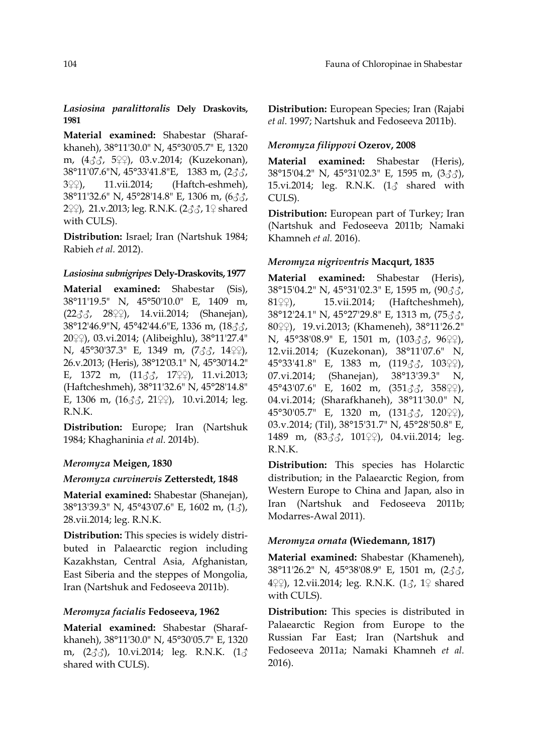### *Lasiosina paralittoralis* Dely Draskovits, 1981

**Material examined:** Shabestar (Sharafkhaneh), 38°11'30.0" N, 45°30'05.7" E, 1320 m, (4♂♂, 5♀♀), 03.v.2014; (Kuzekonan), 38°11'07.6"N, 45°33'41.8"E, 1383 m, (2♂♂, 3♀♀), 11.vii.2014; (Haftch-eshmeh), 38°11'32.6" N, 45°28'14.8" E, 1306 m, (6♂♂, 2♀♀), 21.v.2013; leg. R.N.K. (2♂♂, 1♀ shared with CULS).

**Distribution:** Israel; Iran (Nartshuk 1984; Rabieh *et al.* 2012).

### *Lasiosina subnigripes* Dely-Draskovits, 1977

**Material examined:** Shabestar (Sis), 38°11'19.5" N, 45°50'10.0" E, 1409 m, (22♂♂, 28♀♀), 14.vii.2014; (Shanejan), 38°12'46.9"N, 45°42'44.6"E, 1336 m, (18♂♂, 20♀♀), 03.vi.2014; (Alibeighlu), 38°11'27.4" N, 45°30'37.3" E, 1349 m, (7♂♂, 14♀♀), 26.v.2013; (Heris), 38°12'03.1" N, 45°30'14.2" E, 1372 m, (11♂♂, 17♀♀), 11.vi.2013; (Haftcheshmeh), 38°11'32.6" N, 45°28'14.8" E, 1306 m, (16♂♂, 21♀♀), 10.vi.2014; leg. R.N.K.

**Distribution:** Europe; Iran (Nartshuk 1984; Khaghaninia *et al.* 2014b).

### *Meromyza* Meigen, 1830

### *Meromyza curvinervis* Zetterstedt, 1848

**Material examined:** Shabestar (Shanejan), 38°13'39.3" N, 45°43'07.6" E, 1602 m, (1♂), 28.vii.2014; leg. R.N.K.

**Distribution:** This species is widely distributed in Palaearctic region including Kazakhstan, Central Asia, Afghanistan, East Siberia and the steppes of Mongolia, Iran (Nartshuk and Fedoseeva 2011b).

### *Meromyza facialis* Fedoseeva, 1962

**Material examined:** Shabestar (Sharafkhaneh), 38°11'30.0" N, 45°30'05.7" E, 1320 m, (2♂♂), 10.vi.2014; leg. R.N.K. (1♂ shared with CULS).

**Distribution:** European Species; Iran (Rajabi *et al.* 1997; Nartshuk and Fedoseeva 2011b).

### *Meromyza filippovi* Ozerov, 2008

**Material examined:** Shabestar (Heris), 38°15'04.2" N, 45°31'02.3" E, 1595 m, (3♂♂), 15.vi.2014; leg. R.N.K. (1♂ shared with CULS).

**Distribution:** European part of Turkey; Iran (Nartshuk and Fedoseeva 2011b; Namaki Khamneh *et al.* 2016).

### *Meromyza nigriventris* Macqurt, 1835

**Material examined:** Shabestar (Heris), 38°15'04.2" N, 45°31'02.3" E, 1595 m, (90♂♂, 81♀♀), 15.vii.2014; (Haftcheshmeh), 38°12'24.1" N, 45°27'29.8" E, 1313 m, (75♂♂, 80♀♀), 19.vi.2013; (Khameneh), 38°11'26.2" N, 45°38'08.9" E, 1501 m, (103♂♂, 96♀♀), 12.vii.2014; (Kuzekonan), 38°11'07.6" N, 45°33'41.8" E, 1383 m, (119♂♂, 103♀♀), 07.vi.2014; (Shanejan), 38°13'39.3" N, 45°43'07.6" E, 1602 m, (351♂♂, 358♀♀), 04.vi.2014; (Sharafkhaneh), 38°11'30.0" N, 45°30'05.7" E, 1320 m, (131♂♂, 120♀♀), 03.v.2014; (Til), 38°15'31.7" N, 45°28'50.8" E, 1489 m, (83♂♂, 101♀♀), 04.vii.2014; leg. R.N.K.

**Distribution:** This species has Holarctic distribution; in the Palaearctic Region, from Western Europe to China and Japan, also in Iran (Nartshuk and Fedoseeva 2011b; Modarres-Awal 2011).

### *Meromyza ornata* (Wiedemann, 1817)

**Material examined:** Shabestar (Khameneh), 38°11'26.2" N, 45°38'08.9" E, 1501 m, (2♂♂, 4♀♀), 12.vii.2014; leg. R.N.K. (1♂, 1♀ shared with CULS).

**Distribution:** This species is distributed in Palaearctic Region from Europe to the Russian Far East; Iran (Nartshuk and Fedoseeva 2011a; Namaki Khamneh *et al.* 2016).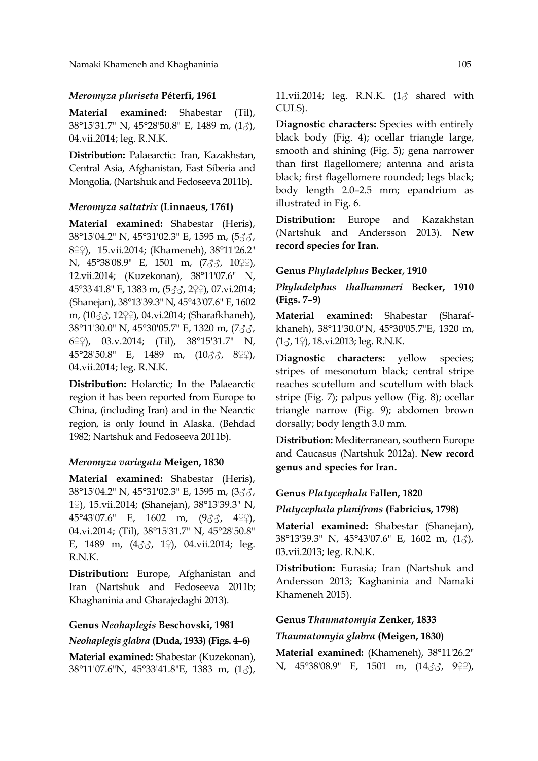### *Meromyza pluriseta* Péterfi, 1961

**Material examined:** Shabestar (Til), 38°15'31.7" N, 45°28'50.8" E, 1489 m, (1♂), 04.vii.2014; leg. R.N.K.

**Distribution:** Palaearctic: Iran, Kazakhstan, Central Asia, Afghanistan, East Siberia and Mongolia, (Nartshuk and Fedoseeva 2011b).

### *Meromyza saltatrix* (Linnaeus, 1761)

**Material examined:** Shabestar (Heris), 38°15'04.2" N, 45°31'02.3" E, 1595 m, (5♂♂, 8♀♀), 15.vii.2014; (Khameneh), 38°11'26.2" N, 45°38'08.9" E, 1501 m, (7♂♂, 10♀♀), 12.vii.2014; (Kuzekonan), 38°11'07.6" N, 45°33'41.8" E, 1383 m, (5♂♂, 2♀♀), 07.vi.2014; (Shanejan), 38°13'39.3" N, 45°43'07.6" E, 1602 m, (10♂♂, 12♀♀), 04.vi.2014; (Sharafkhaneh), 38°11'30.0" N, 45°30'05.7" E, 1320 m, (7♂♂, 6♀♀), 03.v.2014; (Til), 38°15'31.7" N, 45°28'50.8" E, 1489 m, (10♂♂, 8♀♀), 04.vii.2014; leg. R.N.K.

**Distribution:** Holarctic; In the Palaearctic region it has been reported from Europe to China, (including Iran) and in the Nearctic region, is only found in Alaska. (Behdad 1982; Nartshuk and Fedoseeva 2011b).

### *Meromyza variegata* Meigen, 1830

**Material examined:** Shabestar (Heris), 38°15'04.2" N, 45°31'02.3" E, 1595 m, (3♂♂, 1♀), 15.vii.2014; (Shanejan), 38°13'39.3" N, 45°43'07.6" E, 1602 m, (9♂♂, 4♀♀), 04.vi.2014; (Til), 38°15'31.7" N, 45°28'50.8" E, 1489 m, (4♂♂, 1♀), 04.vii.2014; leg. R.N.K.

**Distribution:** Europe, Afghanistan and Iran (Nartshuk and Fedoseeva 2011b; Khaghaninia and Gharajedaghi 2013).

## Genus *Neohaplegis* Beschovski, 1981

### *Neohaplegis glabra* (Duda, 1933) (Figs. 4–6)

**Material examined:** Shabestar (Kuzekonan), 38°11'07.6"N, 45°33'41.8"E, 1383 m, (1♂), 11.vii.2014; leg. R.N.K. (1♂ shared with CULS).

**Diagnostic characters:** Species with entirely black body (Fig. 4); ocellar triangle large, smooth and shining (Fig. 5); gena narrower than first flagellomere; antenna and arista black; first flagellomere rounded; legs black; body length 2.0–2.5 mm; epandrium as illustrated in Fig. 6.

**Distribution:** Europe and Kazakhstan (Nartshuk and Andersson 2013). **New record species for Iran.**

## Genus *Phyladelphus* Becker, 1910

### *Phyladelphus thalhammeri* Becker, 1910 (Figs. 7–9)

**Material examined:** Shabestar (Sharafkhaneh), 38°11'30.0"N, 45°30'05.7"E, 1320 m, (1♂, 1♀), 18.vi.2013; leg. R.N.K.

**Diagnostic characters:** yellow species; stripes of mesonotum black; central stripe reaches scutellum and scutellum with black stripe (Fig. 7); palpus yellow (Fig. 8); ocellar triangle narrow (Fig. 9); abdomen brown dorsally; body length 3.0 mm.

**Distribution:** Mediterranean, southern Europe and Caucasus (Nartshuk 2012a). **New record genus and species for Iran.**

## Genus *Platycephala* Fallen, 1820

### *Platycephala planifrons* (Fabricius, 1798)

**Material examined:** Shabestar (Shanejan), 38°13'39.3" N, 45°43'07.6" E, 1602 m, (1♂), 03.vii.2013; leg. R.N.K.

**Distribution:** Eurasia; Iran (Nartshuk and Andersson 2013; Kaghaninia and Namaki Khameneh 2015).

## Genus *Thaumatomyia* Zenker, 1833

### *Thaumatomyia glabra* (Meigen, 1830)

**Material examined:** (Khameneh), 38°11'26.2" N, 45°38'08.9" E, 1501 m, (14♂♂, 9♀♀),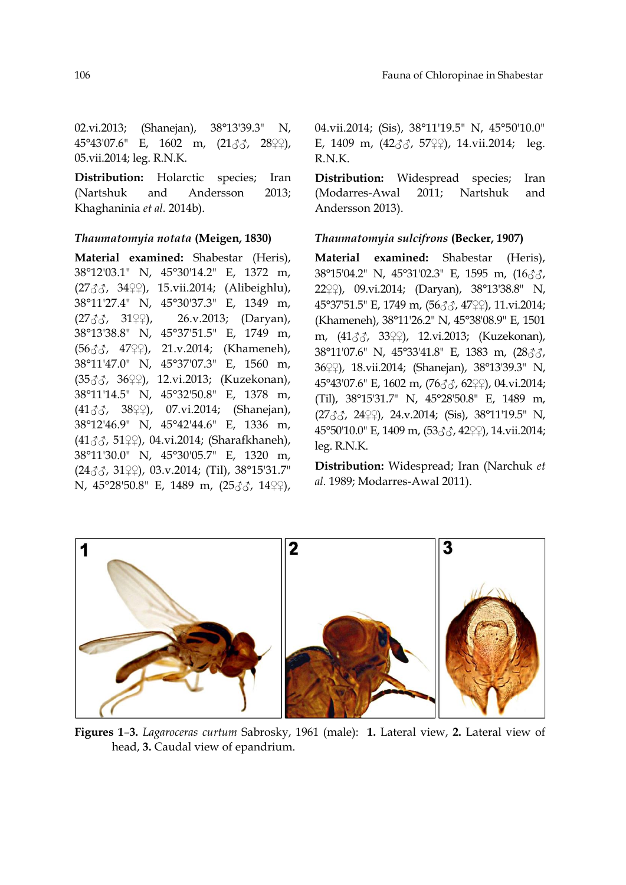02.vi.2013; (Shanejan), 38°13'39.3" N, 45°43'07.6" E, 1602 m, (21♂♂, 28♀♀), 05.vii.2014; leg. R.N.K.

**Distribution:** Holarctic species; Iran (Nartshuk and Andersson 2013; Khaghaninia *et al.* 2014b).

### *Thaumatomyia notata* (Meigen, 1830)

**Material examined:** Shabestar (Heris), 38°12'03.1" N, 45°30'14.2" E, 1372 m, (27♂♂, 34♀♀), 15.vii.2014; (Alibeighlu), 38°11'27.4" N, 45°30'37.3" E, 1349 m, (27♂♂, 31♀♀), 26.v.2013; (Daryan), 38°13'38.8" N, 45°37'51.5" E, 1749 m, (56♂♂, 47♀♀), 21.v.2014; (Khameneh), 38°11'47.0" N, 45°37'07.3" E, 1560 m, (35♂♂, 36♀♀), 12.vi.2013; (Kuzekonan), 38°11'14.5" N, 45°32'50.8" E, 1378 m, (41♂♂, 38♀♀), 07.vi.2014; (Shanejan), 38°12'46.9" N, 45°42'44.6" E, 1336 m, (41♂♂, 51♀♀), 04.vi.2014; (Sharafkhaneh), 38°11'30.0" N, 45°30'05.7" E, 1320 m, (24♂♂, 31♀♀), 03.v.2014; (Til), 38°15'31.7" N, 45°28'50.8" E, 1489 m, (25♂♂, 14♀♀), 04.vii.2014; (Sis), 38°11'19.5" N, 45°50'10.0" E, 1409 m, (42♂♂, 57♀♀), 14.vii.2014; leg. R.N.K.

**Distribution:** Widespread species; Iran (Modarres-Awal 2011; Nartshuk and Andersson 2013).

### *Thaumatomyia sulcifrons* (Becker, 1907)

**Material examined:** Shabestar (Heris), 38°15'04.2" N, 45°31'02.3" E, 1595 m, (16♂♂, 22♀♀), 09.vi.2014; (Daryan), 38°13'38.8" N, 45°37'51.5" E, 1749 m, (56♂♂, 47♀♀), 11.vi.2014; (Khameneh), 38°11'26.2" N, 45°38'08.9" E, 1501 m, (41♂♂, 33♀♀), 12.vi.2013; (Kuzekonan), 38°11'07.6" N, 45°33'41.8" E, 1383 m, (28♂♂, 36♀♀), 18.vii.2014; (Shanejan), 38°13'39.3" N, 45°43'07.6" E, 1602 m, (76♂♂, 62♀♀), 04.vi.2014; (Til), 38°15'31.7" N, 45°28'50.8" E, 1489 m, (27♂♂, 24♀♀), 24.v.2014; (Sis), 38°11'19.5" N, 45°50'10.0" E, 1409 m, (53♂♂, 42♀♀), 14.vii.2014; leg. R.N.K.

**Distribution:** Widespread; Iran (Narchuk *et al.* 1989; Modarres-Awal 2011).

**Figures 1–3.** *Lagaroceras curtum* Sabrosky, 1961 (male): **1.** Lateral view, **2.** Lateral view of head, **3.** Caudal view of epandrium.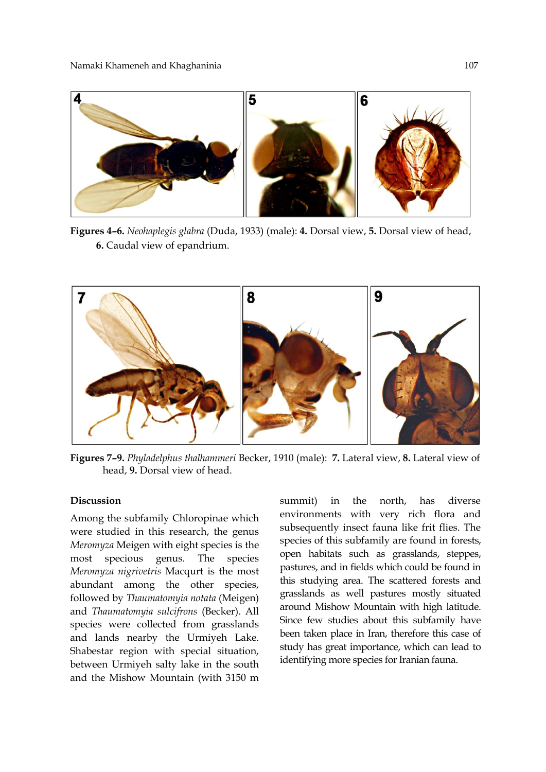**Figures 4–6.** *Neohaplegis glabra* (Duda, 1933) (male): **4.** Dorsal view, **5.** Dorsal view of head, **6.** Caudal view of epandrium.

**Figures 7–9.** *Phyladelphus thalhammeri* Becker, 1910 (male): **7.** Lateral view, **8.** Lateral view of head, **9.** Dorsal view of head.

## Discussion

Among the subfamily Chloropinae which were studied in this research, the genus *Meromyza* Meigen with eight species is the most specious genus. The species *Meromyza nigrivetris* Macqurt is the most abundant among the other species, followed by *Thaumatomyia notata* (Meigen) and *Thaumatomyia sulcifrons* (Becker). All species were collected from grasslands and lands nearby the Urmiyeh Lake. Shabestar region with special situation, between Urmiyeh salty lake in the south and the Mishow Mountain (with 3150 m summit) in the north, has diverse environments with very rich flora and subsequently insect fauna like frit flies. The species of this subfamily are found in forests, open habitats such as grasslands, steppes, pastures, and in fields which could be found in this studying area. The scattered forests and grasslands as well pastures mostly situated around Mishow Mountain with high latitude. Since few studies about this subfamily have been taken place in Iran, therefore this case of study has great importance, which can lead to identifying more species for Iranian fauna.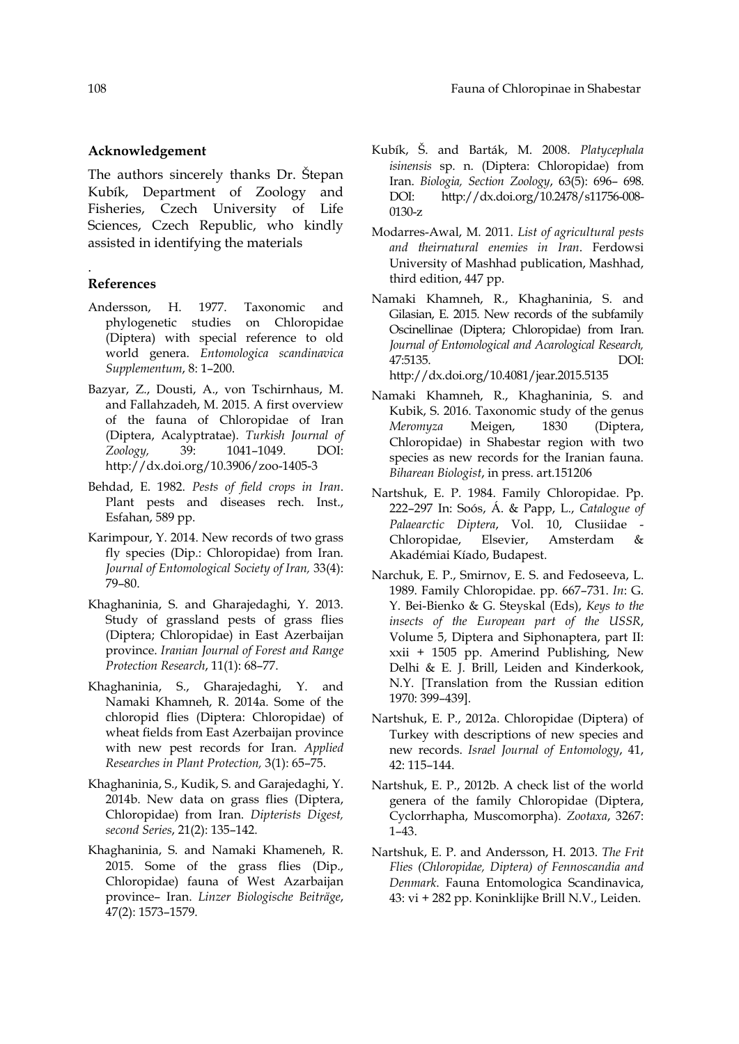## Acknowledgement

The authors sincerely thanks Dr. Štepan Kubík, Department of Zoology and Fisheries, Czech University of Life Sciences, Czech Republic, who kindly assisted in identifying the materials

.

## References

Andersson, H. 1977. Taxonomic and phylogenetic studies on Chloropidae (Diptera) with special reference to old world genera. *Entomologica scandinavica Supplementum*, 8: 1–200.

Bazyar, Z., Dousti, A., von Tschirnhaus, M. and Fallahzadeh, M. 2015. A first overview of the fauna of Chloropidae of Iran (Diptera, Acalyptratae). *Turkish Journal of Zoology*, 39: 1041–1049. DOI: http://dx.doi.org/10.3906/zoo-1405-3

Behdad, E. 1982. *Pests of field crops in Iran*. Plant pests and diseases rech. Inst., Esfahan, 589 pp.

Karimpour, Y. 2014. New records of two grass fly species (Dip.: Chloropidae) from Iran. *Journal of Entomological Society of Iran,* 33(4): 79–80.

Khaghaninia, S. and Gharajedaghi, Y. 2013. Study of grassland pests of grass flies (Diptera; Chloropidae) in East Azerbaijan province. *Iranian Journal of Forest and Range Protection Research*, 11(1): 68–77.

Khaghaninia, S., Gharajedaghi, Y. and Namaki Khamneh, R. 2014a. Some of the chloropid flies (Diptera: Chloropidae) of wheat fields from East Azerbaijan province with new pest records for Iran. *Applied Researches in Plant Protection,* 3(1): 65–75.

Khaghaninia, S., Kudik, S. and Garajedaghi, Y. 2014b. New data on grass flies (Diptera, Chloropidae) from Iran. *Dipterists Digest, second Series*, 21(2): 135–142.

Khaghaninia, S. and Namaki Khameneh, R. 2015. Some of the grass flies (Dip., Chloropidae) fauna of West Azarbaijan province– Iran. *Linzer Biologische Beiträge*, 47(2): 1573–1579.

Kubík, Š. and Barták, M. 2008. *Platycephala isinensis* sp. n. (Diptera: Chloropidae) from Iran. *Biologia, Section Zoology*, 63(5): 696– 698. DOI: http://dx.doi.org/10.2478/s11756-008-0130-z

Modarres-Awal, M. 2011. *List of agricultural pests and theirnatural enemies in Iran*. Ferdowsi University of Mashhad publication, Mashhad, third edition, 447 pp.

Namaki Khamneh, R., Khaghaninia, S. and Gilasian, E. 2015. New records of the subfamily Oscinellinae (Diptera; Chloropidae) from Iran. *Journal of Entomological and Acarological Research,* 47:5135. DOI: http://dx.doi.org/10.4081/jear.2015.5135

Namaki Khamneh, R., Khaghaninia, S. and Kubik, S. 2016. Taxonomic study of the genus *Meromyza* Meigen, 1830 (Diptera, Chloropidae) in Shabestar region with two species as new records for the Iranian fauna. *Biharean Biologist*, in press. art.151206

Nartshuk, E. P. 1984. Family Chloropidae. Pp. 222–297 In: Soós, Á. & Papp, L., *Catalogue of Palaearctic Diptera*, Vol. 10, Clusiidae - Chloropidae, Elsevier, Amsterdam & Akadémiai Kíado, Budapest.

Narchuk, E. P., Smirnov, E. S. and Fedoseeva, L. 1989. Family Chloropidae. pp. 667–731. *In*: G. Y. Bei-Bienko & G. Steyskal (Eds), *Keys to the insects of the European part of the USSR*, Volume 5, Diptera and Siphonaptera, part II: xxii + 1505 pp. Amerind Publishing, New Delhi & E. J. Brill, Leiden and Kinderkook, N.Y. [Translation from the Russian edition 1970: 399–439].

Nartshuk, E. P., 2012a. Chloropidae (Diptera) of Turkey with descriptions of new species and new records. *Israel Journal of Entomology*, 41, 42: 115–144.

Nartshuk, E. P., 2012b. A check list of the world genera of the family Chloropidae (Diptera, Cyclorrhapha, Muscomorpha). *Zootaxa*, 3267: 1–43.

Nartshuk, E. P. and Andersson, H. 2013. *The Frit Flies (Chloropidae, Diptera) of Fennoscandia and Denmark*. Fauna Entomologica Scandinavica, 43: vi + 282 pp. Koninklijke Brill N.V., Leiden.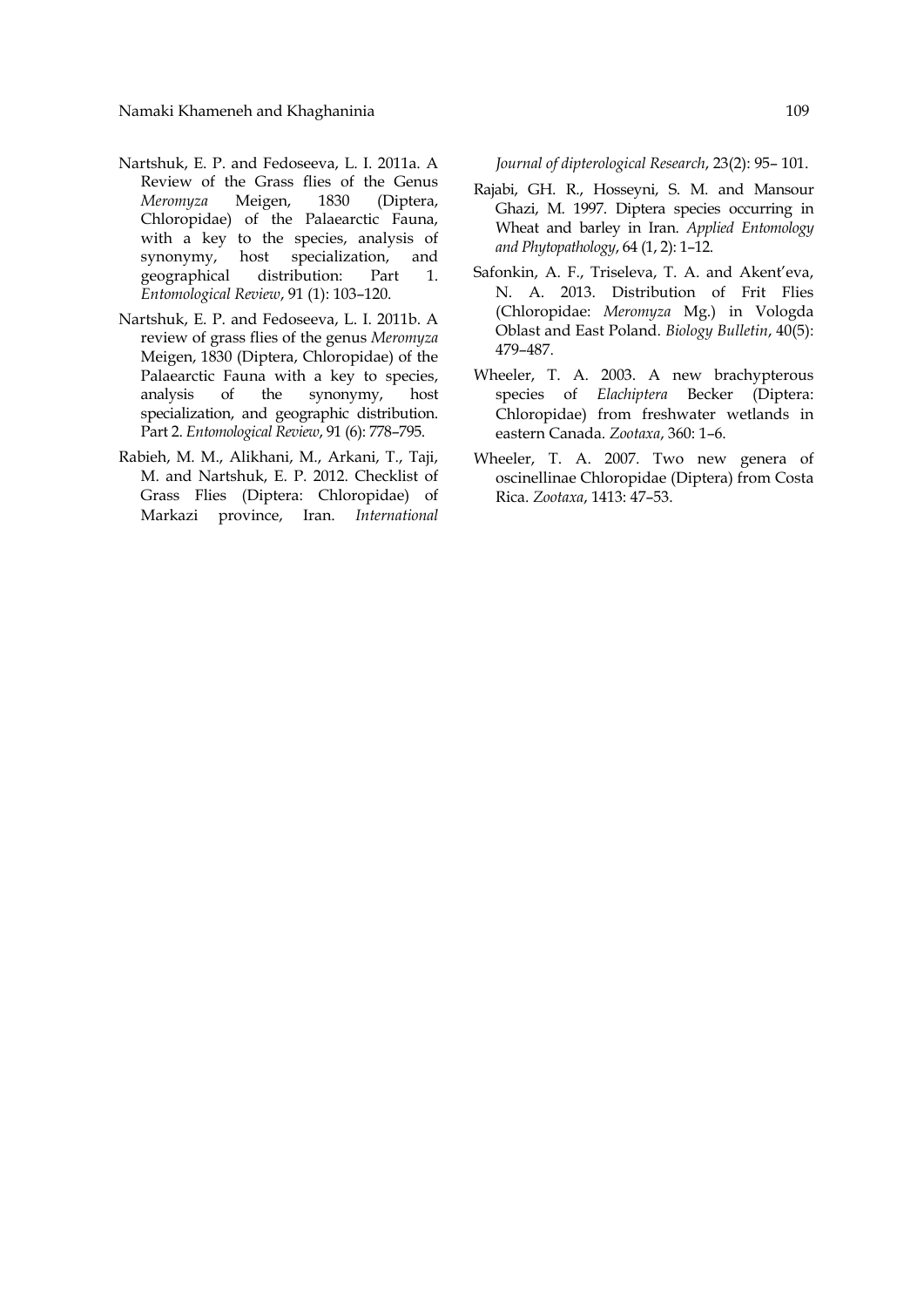Nartshuk, E. P. and Fedoseeva, L. I. 2011a. A Review of the Grass flies of the Genus *Meromyza* Meigen, 1830 (Diptera, Chloropidae) of the Palaearctic Fauna, with a key to the species, analysis of synonymy, host specialization, and geographical distribution: Part 1. *Entomological Review*, 91 (1): 103–120.

Nartshuk, E. P. and Fedoseeva, L. I. 2011b. A review of grass flies of the genus *Meromyza* Meigen, 1830 (Diptera, Chloropidae) of the Palaearctic Fauna with a key to species, analysis of the synonymy, host specialization, and geographic distribution. Part 2. *Entomological Review*, 91 (6): 778–795.

Rabieh, M. M., Alikhani, M., Arkani, T., Taji, M. and Nartshuk, E. P. 2012. Checklist of Grass Flies (Diptera: Chloropidae) of Markazi province, Iran. *International Journal of dipterological Research*, 23(2): 95– 101.

Rajabi, GH. R., Hosseyni, S. M. and Mansour Ghazi, M. 1997. Diptera species occurring in Wheat and barley in Iran. *Applied Entomology and Phytopathology*, 64 (1, 2): 1–12.

Safonkin, A. F., Triseleva, T. A. and Akent'eva, N. A. 2013. Distribution of Frit Flies (Chloropidae: *Meromyza* Mg.) in Vologda Oblast and East Poland. *Biology Bulletin*, 40(5): 479–487.

Wheeler, T. A. 2003. A new brachypterous species of *Elachiptera* Becker (Diptera: Chloropidae) from freshwater wetlands in eastern Canada. *Zootaxa*, 360: 1–6.

Wheeler, T. A. 2007. Two new genera of oscinellinae Chloropidae (Diptera) from Costa Rica. *Zootaxa*, 1413: 47–53.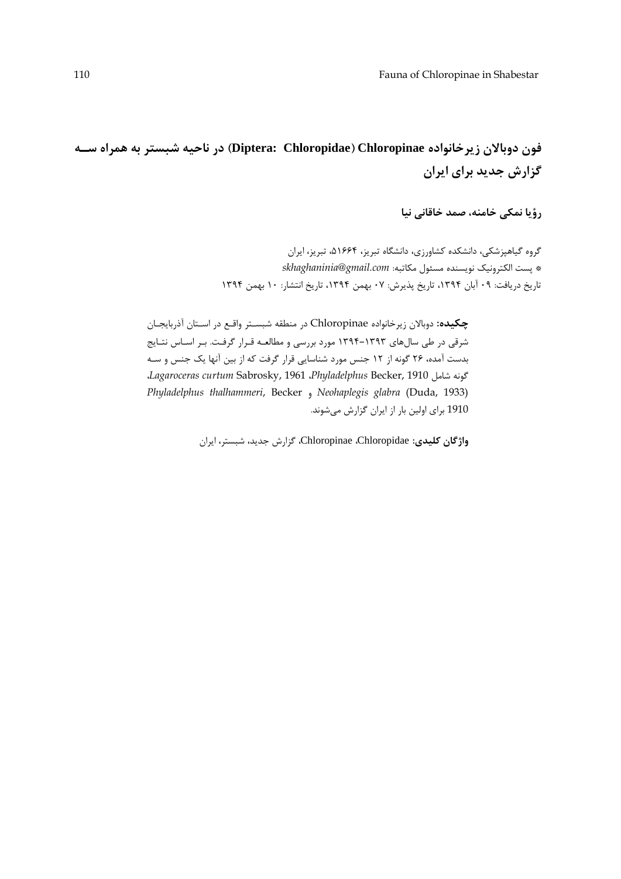# فون دوبالان زیرخانواده Chloropinae (Diptera: Chloropidae) در ناحیه شبستر به همراه سه گزارش جدید برای ایران

**رؤیا نمکی خامنه، صمد خاقانی نیا**

گروه گیاهپزشکی، دانشکده کشاورزی، دانشگاه تبریز، ۵۱۶۶۴، تبریز، ایران

* پست الکترونیک نویسنده مسئول مکاتبه: *skhaghaninia@gmail.com*

تاریخ دریافت: ۰۹ آبان ۱۳۹۴، تاریخ پذیرش: ۰۷ بهمن ۱۳۹۴، تاریخ انتشار: ۱۰ بهمن ۱۳۹۴

**چکیده:** دوبالان زیرخانواده Chloropinae در منطقه شبستر واقع در استان آذربایجان شرقی در طی سال‌های ۱۳۹۳-۱۳۹۴ مورد بررسی و مطالعه قرار گرفت. بر اساس نتایج بدست آمده، ۲۶ گونه از ۱۲ جنس مورد شناسایی قرار گرفت که از بین آنها یک جنس و سه گونه شامل *Phyladelphus* Becker, 1910 ،*Lagaroceras curtum* Sabrosky, 1961، *Neohaplegis glabra* (Duda, 1933) و *Phyladelphus thalhammeri*, Becker 1910 برای اولین بار از ایران گزارش می‌شوند.

**واژگان کلیدی:** Chloropidae، Chloropinae، گزارش جدید، شبستر، ایران